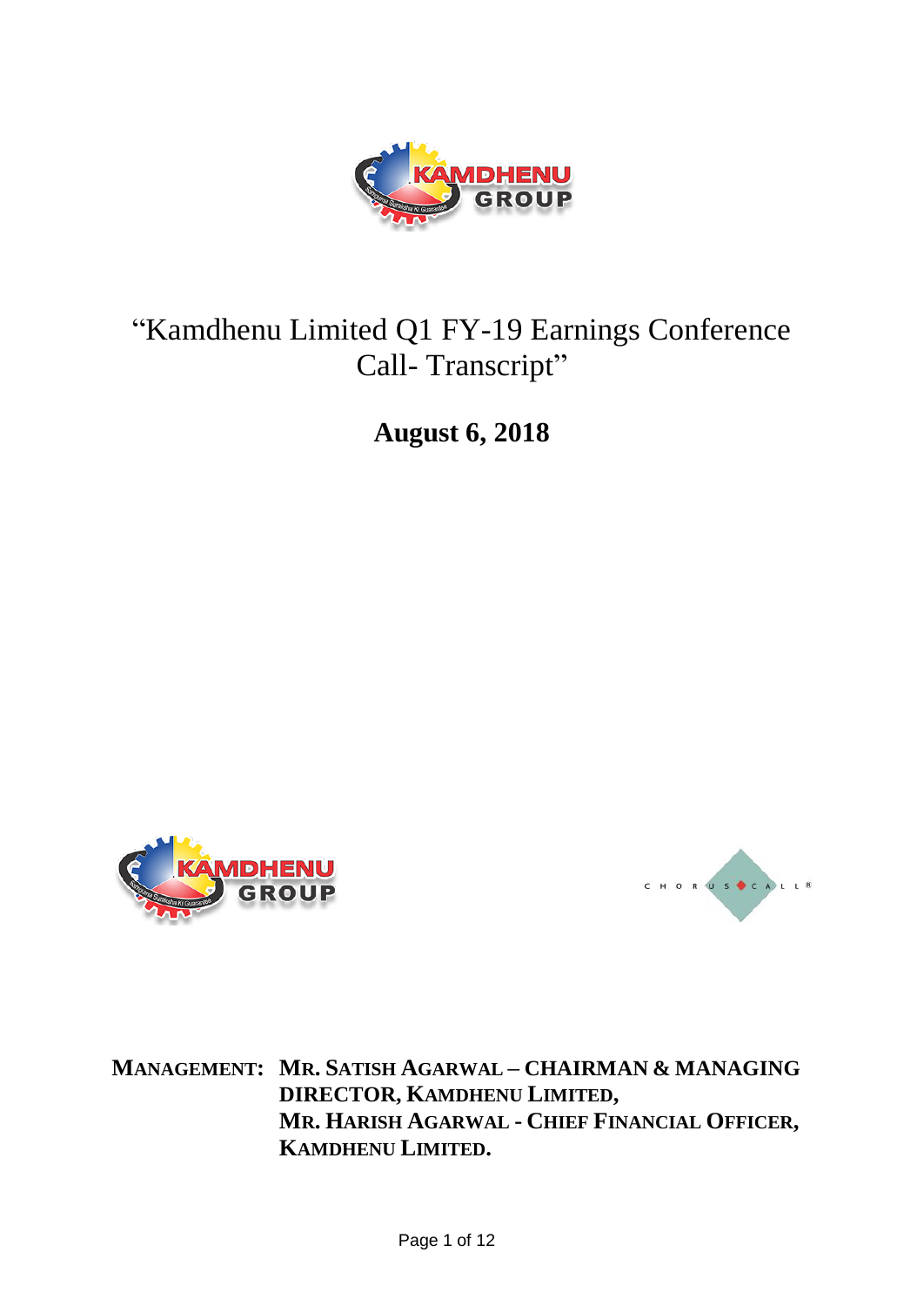# "Kamdhenu Limited Q1 FY-19 Earnings Conference Call- Transcript"

**August 6, 2018**

**MANAGEMENT: MR. SATISH AGARWAL – CHAIRMAN & MANAGING DIRECTOR, KAMDHENU LIMITED,**
**MR. HARISH AGARWAL - CHIEF FINANCIAL OFFICER, KAMDHENU LIMITED.**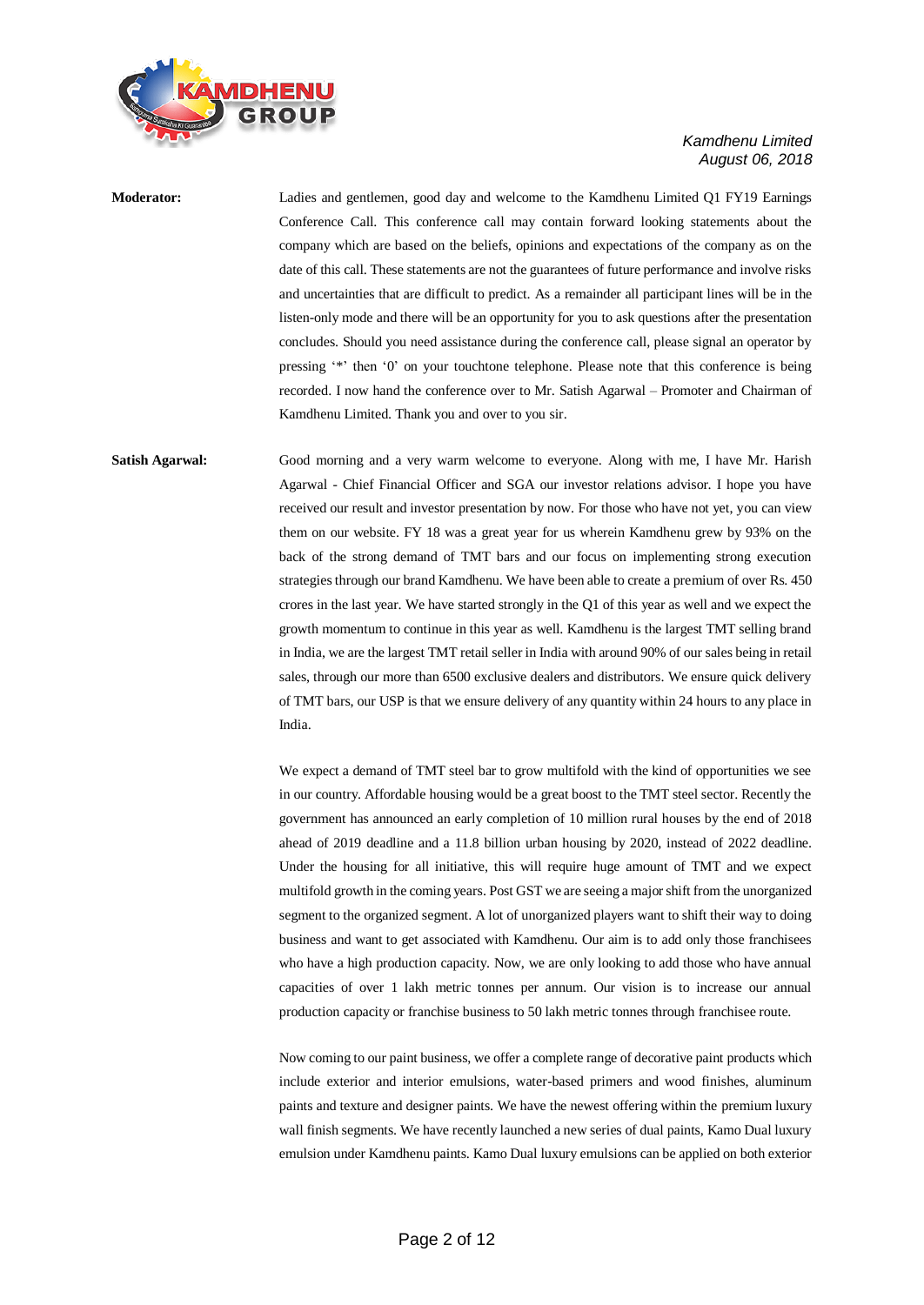**Moderator:** Ladies and gentlemen, good day and welcome to the Kamdhenu Limited Q1 FY19 Earnings Conference Call. This conference call may contain forward looking statements about the company which are based on the beliefs, opinions and expectations of the company as on the date of this call. These statements are not the guarantees of future performance and involve risks and uncertainties that are difficult to predict. As a remainder all participant lines will be in the listen-only mode and there will be an opportunity for you to ask questions after the presentation concludes. Should you need assistance during the conference call, please signal an operator by pressing '*' then '0' on your touchtone telephone. Please note that this conference is being recorded. I now hand the conference over to Mr. Satish Agarwal – Promoter and Chairman of Kamdhenu Limited. Thank you and over to you sir.

**Satish Agarwal:** Good morning and a very warm welcome to everyone. Along with me, I have Mr. Harish Agarwal - Chief Financial Officer and SGA our investor relations advisor. I hope you have received our result and investor presentation by now. For those who have not yet, you can view them on our website. FY 18 was a great year for us wherein Kamdhenu grew by 93% on the back of the strong demand of TMT bars and our focus on implementing strong execution strategies through our brand Kamdhenu. We have been able to create a premium of over Rs. 450 crores in the last year. We have started strongly in the Q1 of this year as well and we expect the growth momentum to continue in this year as well. Kamdhenu is the largest TMT selling brand in India, we are the largest TMT retail seller in India with around 90% of our sales being in retail sales, through our more than 6500 exclusive dealers and distributors. We ensure quick delivery of TMT bars, our USP is that we ensure delivery of any quantity within 24 hours to any place in India.

We expect a demand of TMT steel bar to grow multifold with the kind of opportunities we see in our country. Affordable housing would be a great boost to the TMT steel sector. Recently the government has announced an early completion of 10 million rural houses by the end of 2018 ahead of 2019 deadline and a 11.8 billion urban housing by 2020, instead of 2022 deadline. Under the housing for all initiative, this will require huge amount of TMT and we expect multifold growth in the coming years. Post GST we are seeing a major shift from the unorganized segment to the organized segment. A lot of unorganized players want to shift their way to doing business and want to get associated with Kamdhenu. Our aim is to add only those franchisees who have a high production capacity. Now, we are only looking to add those who have annual capacities of over 1 lakh metric tonnes per annum. Our vision is to increase our annual production capacity or franchise business to 50 lakh metric tonnes through franchisee route.

Now coming to our paint business, we offer a complete range of decorative paint products which include exterior and interior emulsions, water-based primers and wood finishes, aluminum paints and texture and designer paints. We have the newest offering within the premium luxury wall finish segments. We have recently launched a new series of dual paints, Kamo Dual luxury emulsion under Kamdhenu paints. Kamo Dual luxury emulsions can be applied on both exterior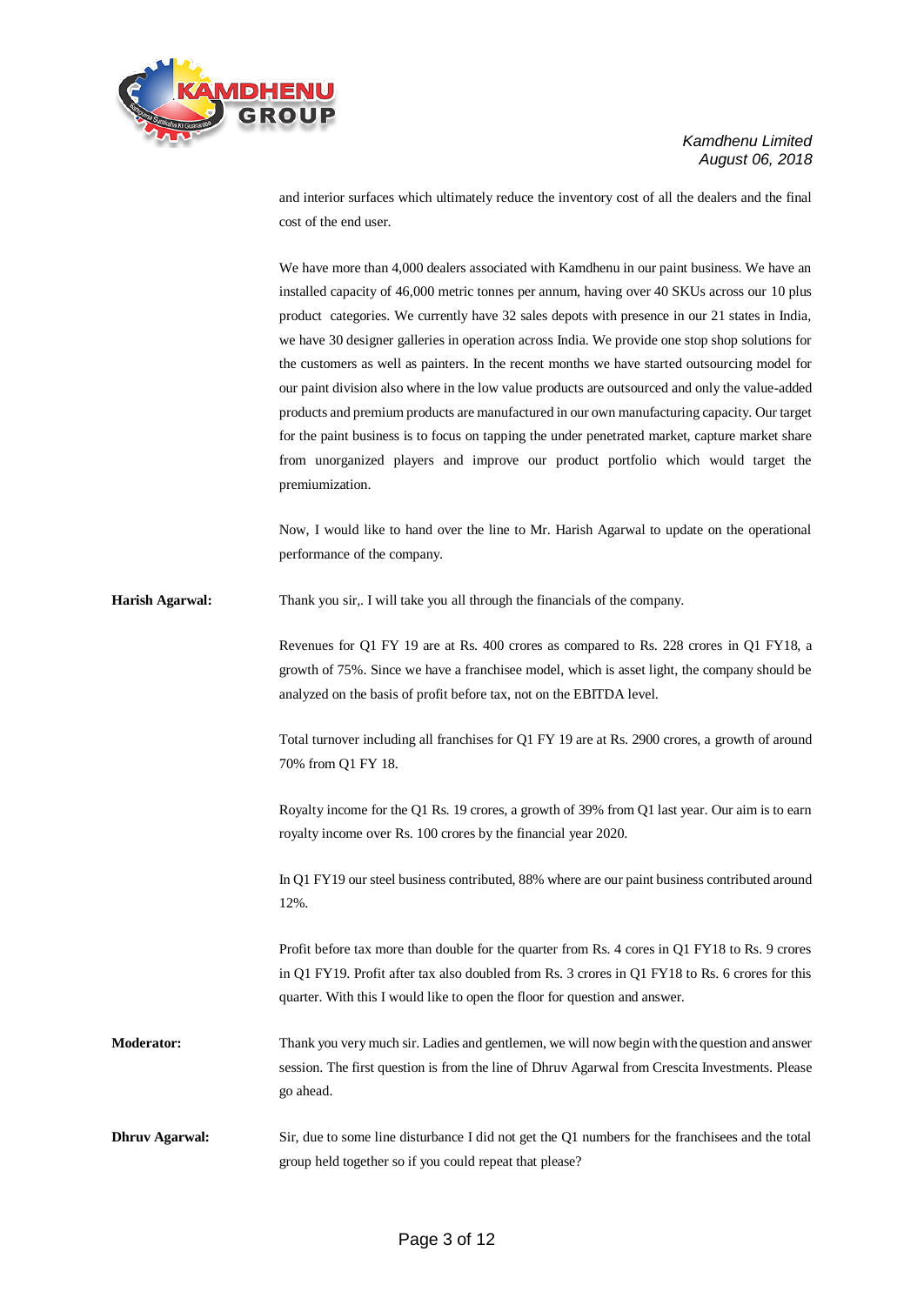and interior surfaces which ultimately reduce the inventory cost of all the dealers and the final cost of the end user.

We have more than 4,000 dealers associated with Kamdhenu in our paint business. We have an installed capacity of 46,000 metric tonnes per annum, having over 40 SKUs across our 10 plus product categories. We currently have 32 sales depots with presence in our 21 states in India, we have 30 designer galleries in operation across India. We provide one stop shop solutions for the customers as well as painters. In the recent months we have started outsourcing model for our paint division also where in the low value products are outsourced and only the value-added products and premium products are manufactured in our own manufacturing capacity. Our target for the paint business is to focus on tapping the under penetrated market, capture market share from unorganized players and improve our product portfolio which would target the premiumization.

Now, I would like to hand over the line to Mr. Harish Agarwal to update on the operational performance of the company.

**Harish Agarwal:** Thank you sir,. I will take you all through the financials of the company.

Revenues for Q1 FY 19 are at Rs. 400 crores as compared to Rs. 228 crores in Q1 FY18, a growth of 75%. Since we have a franchisee model, which is asset light, the company should be analyzed on the basis of profit before tax, not on the EBITDA level.

Total turnover including all franchises for Q1 FY 19 are at Rs. 2900 crores, a growth of around 70% from Q1 FY 18.

Royalty income for the Q1 Rs. 19 crores, a growth of 39% from Q1 last year. Our aim is to earn royalty income over Rs. 100 crores by the financial year 2020.

In Q1 FY19 our steel business contributed, 88% where are our paint business contributed around 12%.

Profit before tax more than double for the quarter from Rs. 4 cores in Q1 FY18 to Rs. 9 crores in Q1 FY19. Profit after tax also doubled from Rs. 3 crores in Q1 FY18 to Rs. 6 crores for this quarter. With this I would like to open the floor for question and answer.

**Moderator:** Thank you very much sir. Ladies and gentlemen, we will now begin with the question and answer session. The first question is from the line of Dhruv Agarwal from Crescita Investments. Please go ahead.

**Dhruv Agarwal:** Sir, due to some line disturbance I did not get the Q1 numbers for the franchisees and the total group held together so if you could repeat that please?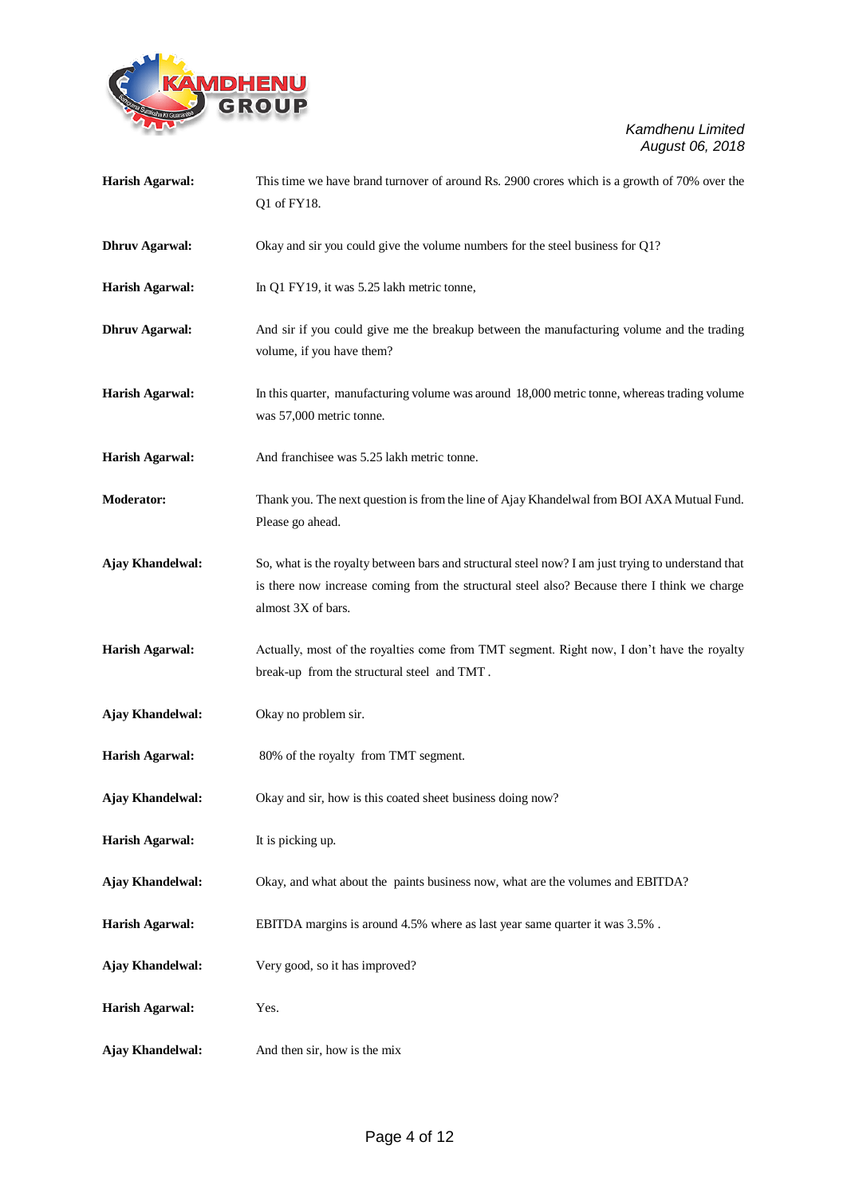**Harish Agarwal:** This time we have brand turnover of around Rs. 2900 crores which is a growth of 70% over the Q1 of FY18.

**Dhruv Agarwal:** Okay and sir you could give the volume numbers for the steel business for Q1?

**Harish Agarwal:** In Q1 FY19, it was 5.25 lakh metric tonne,

**Dhruv Agarwal:** And sir if you could give me the breakup between the manufacturing volume and the trading volume, if you have them?

**Harish Agarwal:** In this quarter, manufacturing volume was around 18,000 metric tonne, whereas trading volume was 57,000 metric tonne.

**Harish Agarwal:** And franchisee was 5.25 lakh metric tonne.

**Moderator:** Thank you. The next question is from the line of Ajay Khandelwal from BOI AXA Mutual Fund. Please go ahead.

**Ajay Khandelwal:** So, what is the royalty between bars and structural steel now? I am just trying to understand that is there now increase coming from the structural steel also? Because there I think we charge almost 3X of bars.

**Harish Agarwal:** Actually, most of the royalties come from TMT segment. Right now, I don't have the royalty break-up from the structural steel and TMT .

**Ajay Khandelwal:** Okay no problem sir.

**Harish Agarwal:** 80% of the royalty from TMT segment.

**Ajay Khandelwal:** Okay and sir, how is this coated sheet business doing now?

**Harish Agarwal:** It is picking up.

**Ajay Khandelwal:** Okay, and what about the paints business now, what are the volumes and EBITDA?

**Harish Agarwal:** EBITDA margins is around 4.5% where as last year same quarter it was 3.5% .

**Ajay Khandelwal:** Very good, so it has improved?

**Harish Agarwal:** Yes.

**Ajay Khandelwal:** And then sir, how is the mix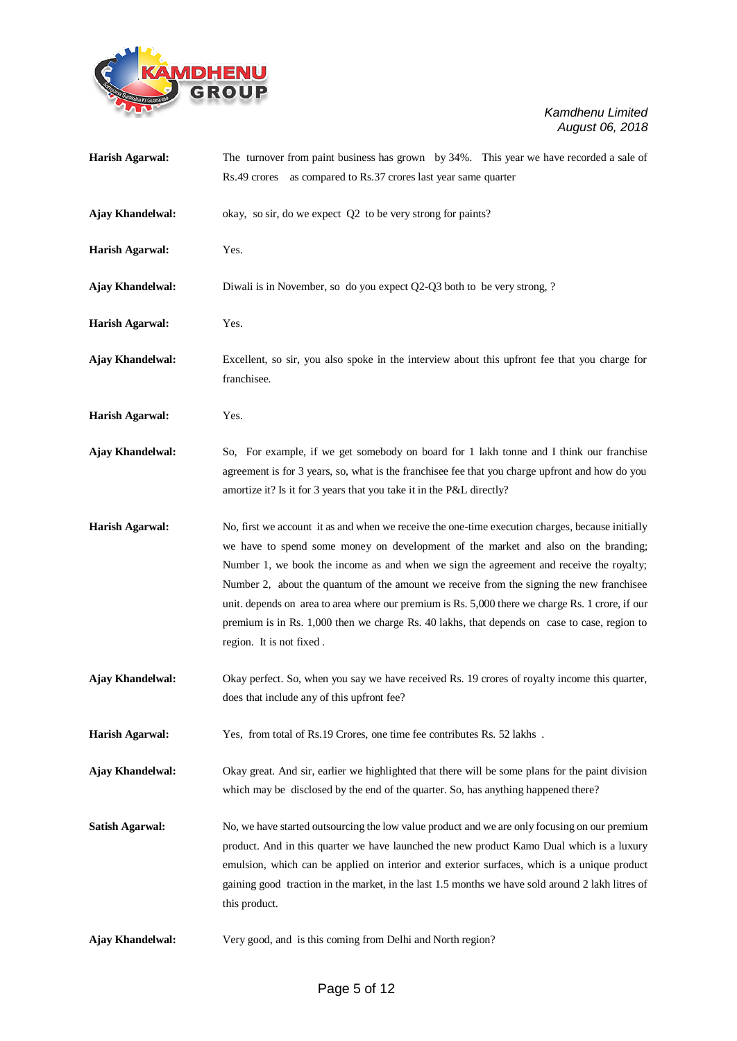**Harish Agarwal:** The turnover from paint business has grown by 34%. This year we have recorded a sale of Rs.49 crores as compared to Rs.37 crores last year same quarter

**Ajay Khandelwal:** okay, so sir, do we expect Q2 to be very strong for paints?

**Harish Agarwal:** Yes.

**Ajay Khandelwal:** Diwali is in November, so do you expect Q2-Q3 both to be very strong, ?

**Harish Agarwal:** Yes.

**Ajay Khandelwal:** Excellent, so sir, you also spoke in the interview about this upfront fee that you charge for franchisee.

**Harish Agarwal:** Yes.

**Ajay Khandelwal:** So, For example, if we get somebody on board for 1 lakh tonne and I think our franchise agreement is for 3 years, so, what is the franchisee fee that you charge upfront and how do you amortize it? Is it for 3 years that you take it in the P&L directly?

**Harish Agarwal:** No, first we account it as and when we receive the one-time execution charges, because initially we have to spend some money on development of the market and also on the branding; Number 1, we book the income as and when we sign the agreement and receive the royalty; Number 2, about the quantum of the amount we receive from the signing the new franchisee unit. depends on area to area where our premium is Rs. 5,000 there we charge Rs. 1 crore, if our premium is in Rs. 1,000 then we charge Rs. 40 lakhs, that depends on case to case, region to region. It is not fixed .

**Ajay Khandelwal:** Okay perfect. So, when you say we have received Rs. 19 crores of royalty income this quarter, does that include any of this upfront fee?

**Harish Agarwal:** Yes, from total of Rs.19 Crores, one time fee contributes Rs. 52 lakhs .

**Ajay Khandelwal:** Okay great. And sir, earlier we highlighted that there will be some plans for the paint division which may be disclosed by the end of the quarter. So, has anything happened there?

**Satish Agarwal:** No, we have started outsourcing the low value product and we are only focusing on our premium product. And in this quarter we have launched the new product Kamo Dual which is a luxury emulsion, which can be applied on interior and exterior surfaces, which is a unique product gaining good traction in the market, in the last 1.5 months we have sold around 2 lakh litres of this product.

**Ajay Khandelwal:** Very good, and is this coming from Delhi and North region?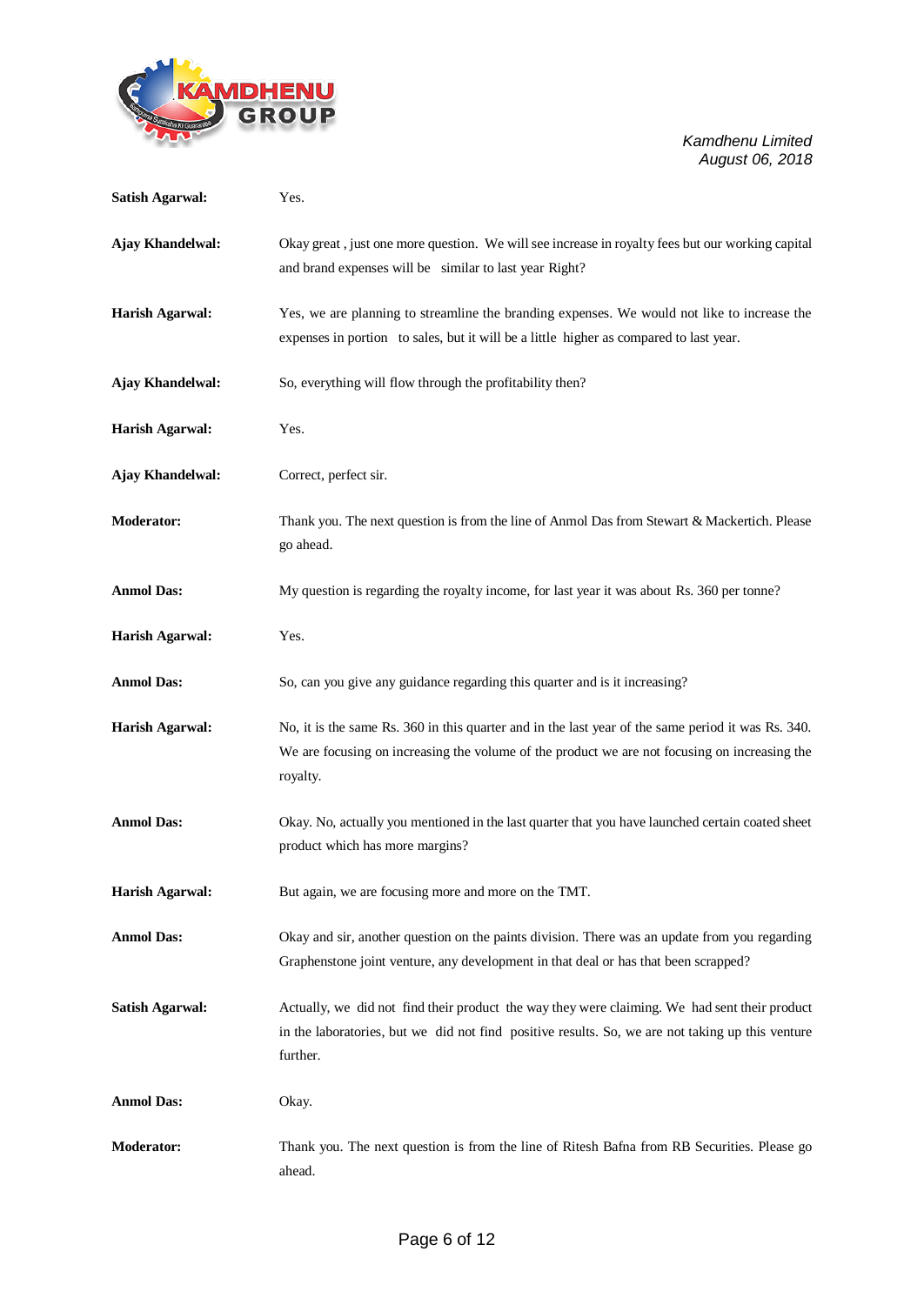**Satish Agarwal:** Yes.

**Ajay Khandelwal:** Okay great , just one more question. We will see increase in royalty fees but our working capital and brand expenses will be similar to last year Right?

**Harish Agarwal:** Yes, we are planning to streamline the branding expenses. We would not like to increase the expenses in portion to sales, but it will be a little higher as compared to last year.

**Ajay Khandelwal:** So, everything will flow through the profitability then?

**Harish Agarwal:** Yes.

**Ajay Khandelwal:** Correct, perfect sir.

**Moderator:** Thank you. The next question is from the line of Anmol Das from Stewart & Mackertich. Please go ahead.

**Anmol Das:** My question is regarding the royalty income, for last year it was about Rs. 360 per tonne?

**Harish Agarwal:** Yes.

**Anmol Das:** So, can you give any guidance regarding this quarter and is it increasing?

**Harish Agarwal:** No, it is the same Rs. 360 in this quarter and in the last year of the same period it was Rs. 340. We are focusing on increasing the volume of the product we are not focusing on increasing the royalty.

**Anmol Das:** Okay. No, actually you mentioned in the last quarter that you have launched certain coated sheet product which has more margins?

**Harish Agarwal:** But again, we are focusing more and more on the TMT.

**Anmol Das:** Okay and sir, another question on the paints division. There was an update from you regarding Graphenstone joint venture, any development in that deal or has that been scrapped?

**Satish Agarwal:** Actually, we did not find their product the way they were claiming. We had sent their product in the laboratories, but we did not find positive results. So, we are not taking up this venture further.

**Anmol Das:** Okay.

**Moderator:** Thank you. The next question is from the line of Ritesh Bafna from RB Securities. Please go ahead.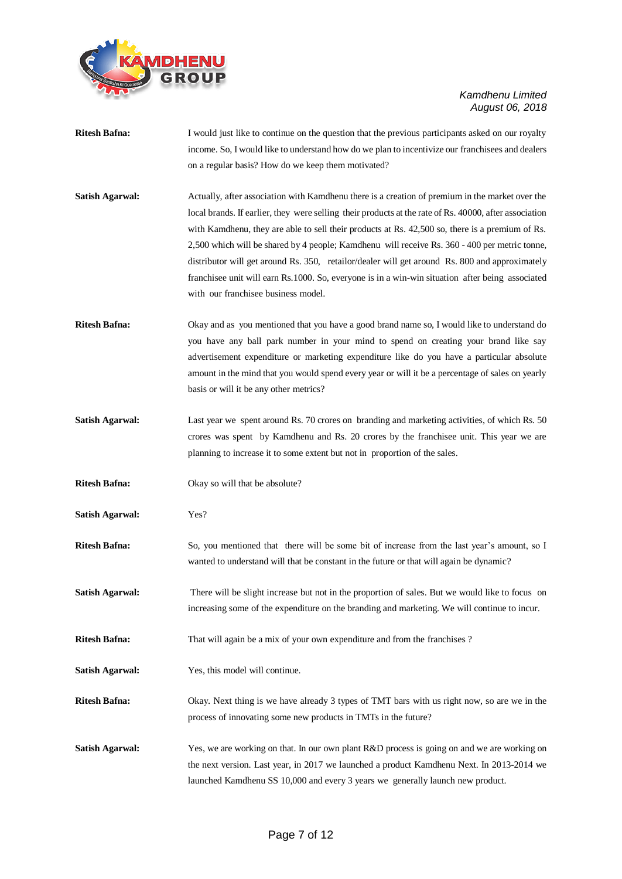**Ritesh Bafna:** I would just like to continue on the question that the previous participants asked on our royalty income. So, I would like to understand how do we plan to incentivize our franchisees and dealers on a regular basis? How do we keep them motivated?

**Satish Agarwal:** Actually, after association with Kamdhenu there is a creation of premium in the market over the local brands. If earlier, they were selling their products at the rate of Rs. 40000, after association with Kamdhenu, they are able to sell their products at Rs. 42,500 so, there is a premium of Rs. 2,500 which will be shared by 4 people; Kamdhenu will receive Rs. 360 - 400 per metric tonne, distributor will get around Rs. 350, retailor/dealer will get around Rs. 800 and approximately franchisee unit will earn Rs.1000. So, everyone is in a win-win situation after being associated with our franchisee business model.

**Ritesh Bafna:** Okay and as you mentioned that you have a good brand name so, I would like to understand do you have any ball park number in your mind to spend on creating your brand like say advertisement expenditure or marketing expenditure like do you have a particular absolute amount in the mind that you would spend every year or will it be a percentage of sales on yearly basis or will it be any other metrics?

**Satish Agarwal:** Last year we spent around Rs. 70 crores on branding and marketing activities, of which Rs. 50 crores was spent by Kamdhenu and Rs. 20 crores by the franchisee unit. This year we are planning to increase it to some extent but not in proportion of the sales.

**Ritesh Bafna:** Okay so will that be absolute?

**Satish Agarwal:** Yes?

**Ritesh Bafna:** So, you mentioned that there will be some bit of increase from the last year's amount, so I wanted to understand will that be constant in the future or that will again be dynamic?

**Satish Agarwal:** There will be slight increase but not in the proportion of sales. But we would like to focus on increasing some of the expenditure on the branding and marketing. We will continue to incur.

**Ritesh Bafna:** That will again be a mix of your own expenditure and from the franchises ?

**Satish Agarwal:** Yes, this model will continue.

**Ritesh Bafna:** Okay. Next thing is we have already 3 types of TMT bars with us right now, so are we in the process of innovating some new products in TMTs in the future?

**Satish Agarwal:** Yes, we are working on that. In our own plant R&D process is going on and we are working on the next version. Last year, in 2017 we launched a product Kamdhenu Next. In 2013-2014 we launched Kamdhenu SS 10,000 and every 3 years we generally launch new product.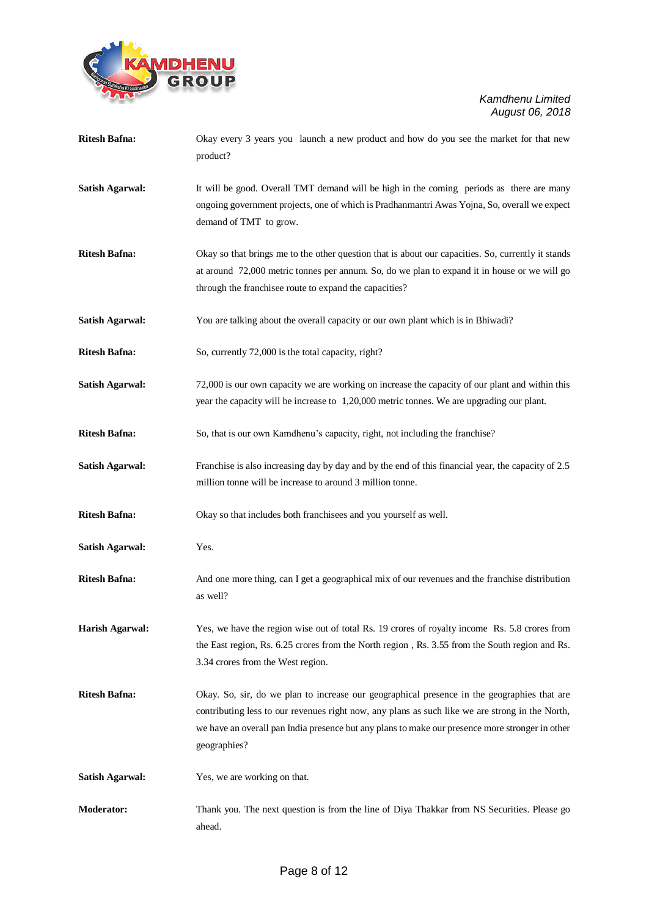**Ritesh Bafna:** Okay every 3 years you launch a new product and how do you see the market for that new product?

**Satish Agarwal:** It will be good. Overall TMT demand will be high in the coming periods as there are many ongoing government projects, one of which is Pradhanmantri Awas Yojna, So, overall we expect demand of TMT to grow.

**Ritesh Bafna:** Okay so that brings me to the other question that is about our capacities. So, currently it stands at around 72,000 metric tonnes per annum. So, do we plan to expand it in house or we will go through the franchisee route to expand the capacities?

**Satish Agarwal:** You are talking about the overall capacity or our own plant which is in Bhiwadi?

**Ritesh Bafna:** So, currently 72,000 is the total capacity, right?

**Satish Agarwal:** 72,000 is our own capacity we are working on increase the capacity of our plant and within this year the capacity will be increase to 1,20,000 metric tonnes. We are upgrading our plant.

**Ritesh Bafna:** So, that is our own Kamdhenu's capacity, right, not including the franchise?

**Satish Agarwal:** Franchise is also increasing day by day and by the end of this financial year, the capacity of 2.5 million tonne will be increase to around 3 million tonne.

**Ritesh Bafna:** Okay so that includes both franchisees and you yourself as well.

**Satish Agarwal:** Yes.

**Ritesh Bafna:** And one more thing, can I get a geographical mix of our revenues and the franchise distribution as well?

**Harish Agarwal:** Yes, we have the region wise out of total Rs. 19 crores of royalty income Rs. 5.8 crores from the East region, Rs. 6.25 crores from the North region , Rs. 3.55 from the South region and Rs. 3.34 crores from the West region.

**Ritesh Bafna:** Okay. So, sir, do we plan to increase our geographical presence in the geographies that are contributing less to our revenues right now, any plans as such like we are strong in the North, we have an overall pan India presence but any plans to make our presence more stronger in other geographies?

**Satish Agarwal:** Yes, we are working on that.

**Moderator:** Thank you. The next question is from the line of Diya Thakkar from NS Securities. Please go ahead.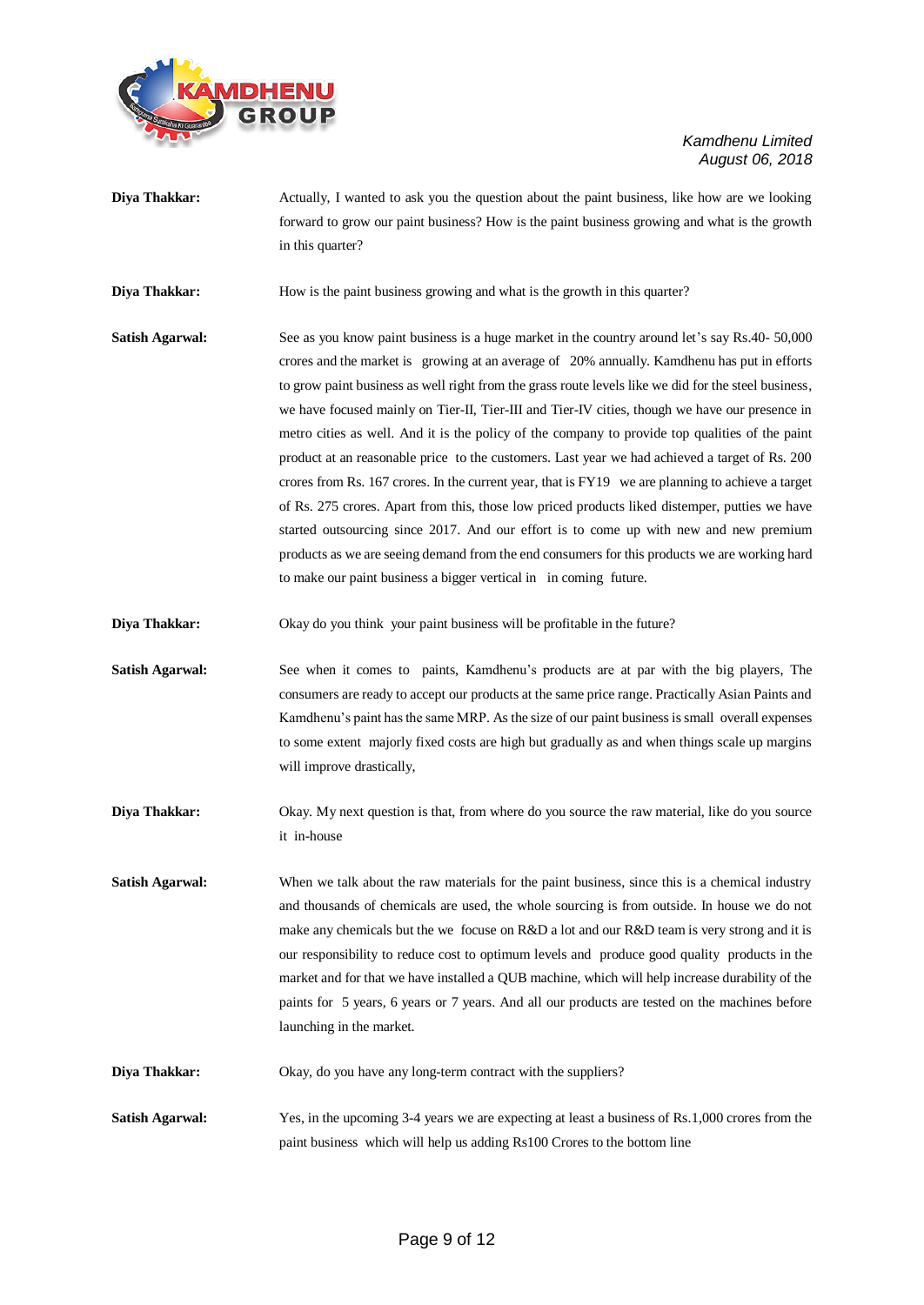**Diya Thakkar:** Actually, I wanted to ask you the question about the paint business, like how are we looking forward to grow our paint business? How is the paint business growing and what is the growth in this quarter?

**Diya Thakkar:** How is the paint business growing and what is the growth in this quarter?

**Satish Agarwal:** See as you know paint business is a huge market in the country around let's say Rs.40- 50,000 crores and the market is growing at an average of 20% annually. Kamdhenu has put in efforts to grow paint business as well right from the grass route levels like we did for the steel business, we have focused mainly on Tier-II, Tier-III and Tier-IV cities, though we have our presence in metro cities as well. And it is the policy of the company to provide top qualities of the paint product at an reasonable price to the customers. Last year we had achieved a target of Rs. 200 crores from Rs. 167 crores. In the current year, that is FY19 we are planning to achieve a target of Rs. 275 crores. Apart from this, those low priced products liked distemper, putties we have started outsourcing since 2017. And our effort is to come up with new and new premium products as we are seeing demand from the end consumers for this products we are working hard to make our paint business a bigger vertical in in coming future.

**Diya Thakkar:** Okay do you think your paint business will be profitable in the future?

**Satish Agarwal:** See when it comes to paints, Kamdhenu's products are at par with the big players, The consumers are ready to accept our products at the same price range. Practically Asian Paints and Kamdhenu's paint has the same MRP. As the size of our paint business is small overall expenses to some extent majorly fixed costs are high but gradually as and when things scale up margins will improve drastically,

**Diya Thakkar:** Okay. My next question is that, from where do you source the raw material, like do you source it in-house

**Satish Agarwal:** When we talk about the raw materials for the paint business, since this is a chemical industry and thousands of chemicals are used, the whole sourcing is from outside. In house we do not make any chemicals but the we focuse on R&D a lot and our R&D team is very strong and it is our responsibility to reduce cost to optimum levels and produce good quality products in the market and for that we have installed a QUB machine, which will help increase durability of the paints for 5 years, 6 years or 7 years. And all our products are tested on the machines before launching in the market.

**Diya Thakkar:** Okay, do you have any long-term contract with the suppliers?

**Satish Agarwal:** Yes, in the upcoming 3-4 years we are expecting at least a business of Rs.1,000 crores from the paint business which will help us adding Rs100 Crores to the bottom line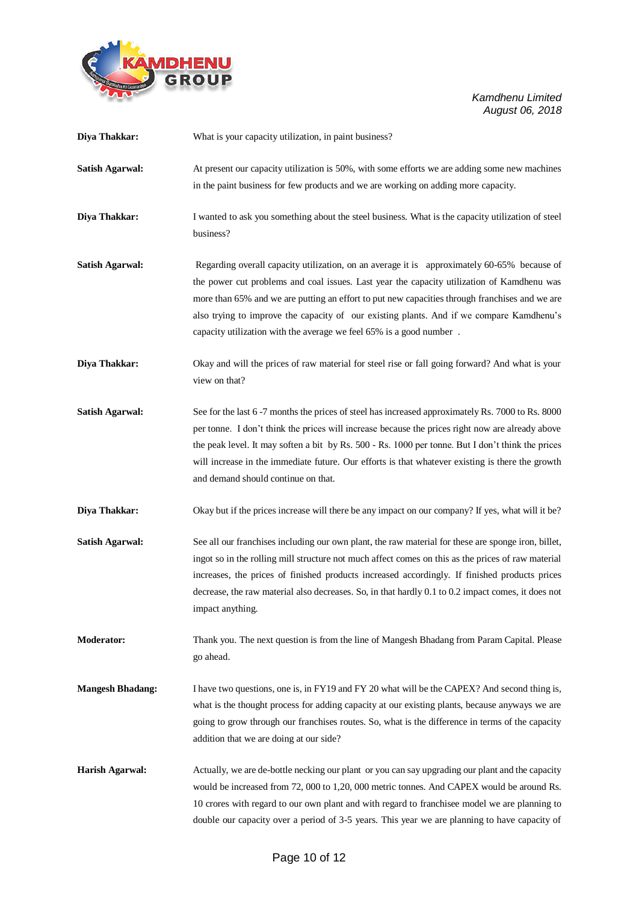**Diya Thakkar:** What is your capacity utilization, in paint business?

**Satish Agarwal:** At present our capacity utilization is 50%, with some efforts we are adding some new machines in the paint business for few products and we are working on adding more capacity.

**Diya Thakkar:** I wanted to ask you something about the steel business. What is the capacity utilization of steel business?

**Satish Agarwal:** Regarding overall capacity utilization, on an average it is approximately 60-65% because of the power cut problems and coal issues. Last year the capacity utilization of Kamdhenu was more than 65% and we are putting an effort to put new capacities through franchises and we are also trying to improve the capacity of our existing plants. And if we compare Kamdhenu's capacity utilization with the average we feel 65% is a good number .

**Diya Thakkar:** Okay and will the prices of raw material for steel rise or fall going forward? And what is your view on that?

**Satish Agarwal:** See for the last 6 -7 months the prices of steel has increased approximately Rs. 7000 to Rs. 8000 per tonne. I don't think the prices will increase because the prices right now are already above the peak level. It may soften a bit by Rs. 500 - Rs. 1000 per tonne. But I don't think the prices will increase in the immediate future. Our efforts is that whatever existing is there the growth and demand should continue on that.

**Diya Thakkar:** Okay but if the prices increase will there be any impact on our company? If yes, what will it be?

**Satish Agarwal:** See all our franchises including our own plant, the raw material for these are sponge iron, billet, ingot so in the rolling mill structure not much affect comes on this as the prices of raw material increases, the prices of finished products increased accordingly. If finished products prices decrease, the raw material also decreases. So, in that hardly 0.1 to 0.2 impact comes, it does not impact anything.

**Moderator:** Thank you. The next question is from the line of Mangesh Bhadang from Param Capital. Please go ahead.

**Mangesh Bhadang:** I have two questions, one is, in FY19 and FY 20 what will be the CAPEX? And second thing is, what is the thought process for adding capacity at our existing plants, because anyways we are going to grow through our franchises routes. So, what is the difference in terms of the capacity addition that we are doing at our side?

**Harish Agarwal:** Actually, we are de-bottle necking our plant or you can say upgrading our plant and the capacity would be increased from 72, 000 to 1,20, 000 metric tonnes. And CAPEX would be around Rs. 10 crores with regard to our own plant and with regard to franchisee model we are planning to double our capacity over a period of 3-5 years. This year we are planning to have capacity of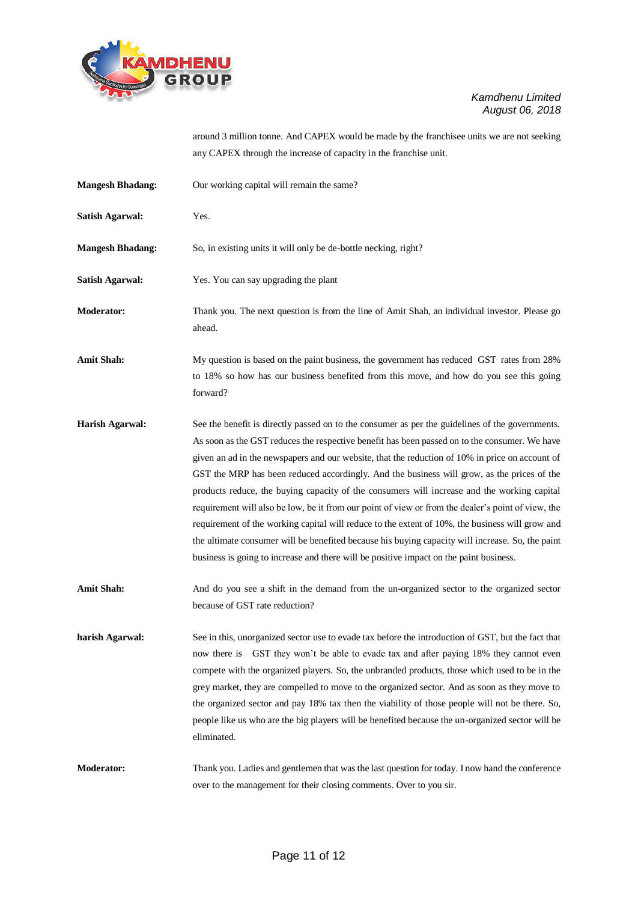around 3 million tonne. And CAPEX would be made by the franchisee units we are not seeking any CAPEX through the increase of capacity in the franchise unit.

**Mangesh Bhadang:** Our working capital will remain the same?

**Satish Agarwal:** Yes.

**Mangesh Bhadang:** So, in existing units it will only be de-bottle necking, right?

**Satish Agarwal:** Yes. You can say upgrading the plant

**Moderator:** Thank you. The next question is from the line of Amit Shah, an individual investor. Please go ahead.

**Amit Shah:** My question is based on the paint business, the government has reduced GST rates from 28% to 18% so how has our business benefited from this move, and how do you see this going forward?

**Harish Agarwal:** See the benefit is directly passed on to the consumer as per the guidelines of the governments. As soon as the GST reduces the respective benefit has been passed on to the consumer. We have given an ad in the newspapers and our website, that the reduction of 10% in price on account of GST the MRP has been reduced accordingly. And the business will grow, as the prices of the products reduce, the buying capacity of the consumers will increase and the working capital requirement will also be low, be it from our point of view or from the dealer's point of view, the requirement of the working capital will reduce to the extent of 10%, the business will grow and the ultimate consumer will be benefited because his buying capacity will increase. So, the paint business is going to increase and there will be positive impact on the paint business.

**Amit Shah:** And do you see a shift in the demand from the un-organized sector to the organized sector because of GST rate reduction?

**harish Agarwal:** See in this, unorganized sector use to evade tax before the introduction of GST, but the fact that now there is GST they won't be able to evade tax and after paying 18% they cannot even compete with the organized players. So, the unbranded products, those which used to be in the grey market, they are compelled to move to the organized sector. And as soon as they move to the organized sector and pay 18% tax then the viability of those people will not be there. So, people like us who are the big players will be benefited because the un-organized sector will be eliminated.

**Moderator:** Thank you. Ladies and gentlemen that was the last question for today. I now hand the conference over to the management for their closing comments. Over to you sir.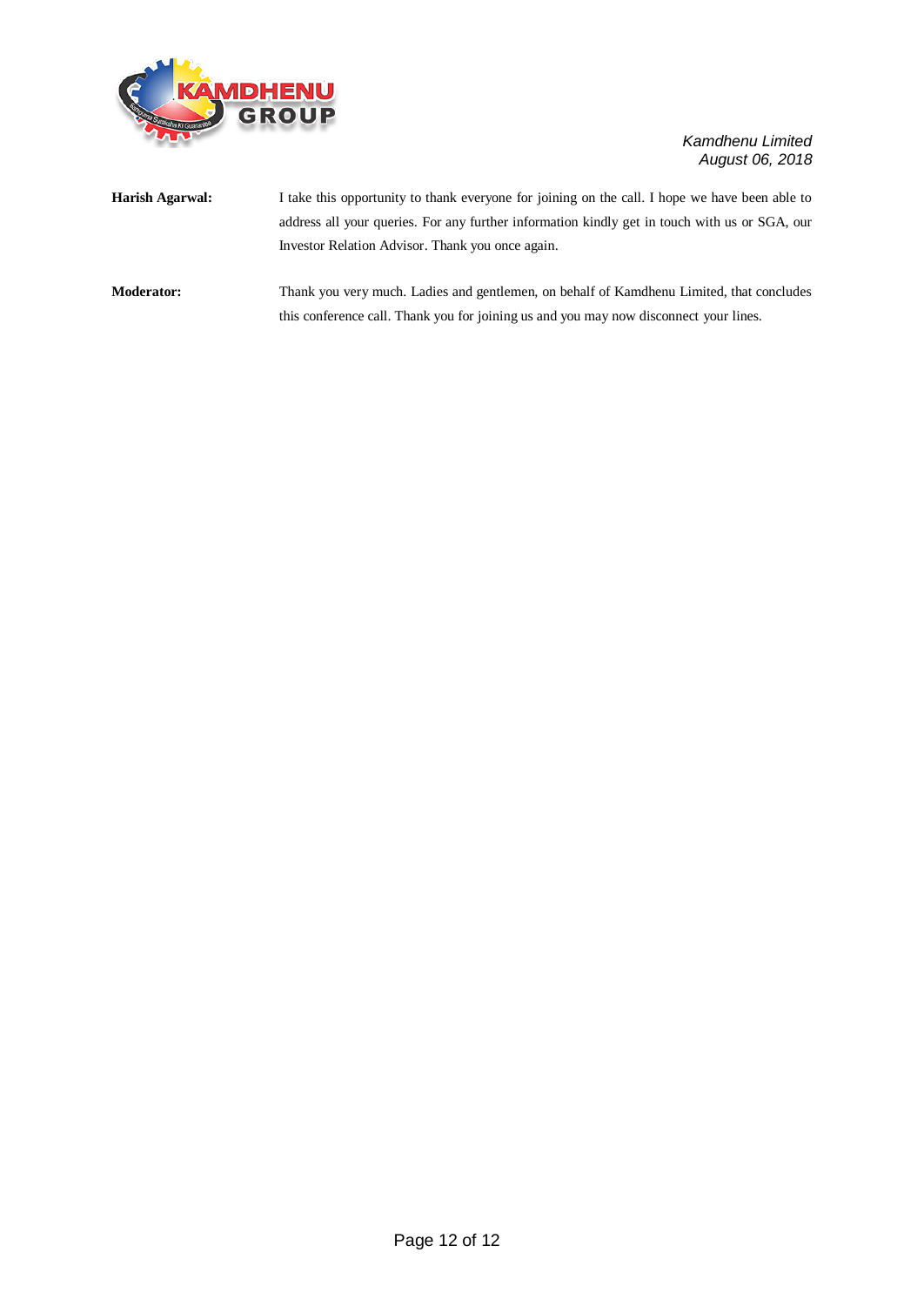**Harish Agarwal:** I take this opportunity to thank everyone for joining on the call. I hope we have been able to address all your queries. For any further information kindly get in touch with us or SGA, our Investor Relation Advisor. Thank you once again.

**Moderator:** Thank you very much. Ladies and gentlemen, on behalf of Kamdhenu Limited, that concludes this conference call. Thank you for joining us and you may now disconnect your lines.